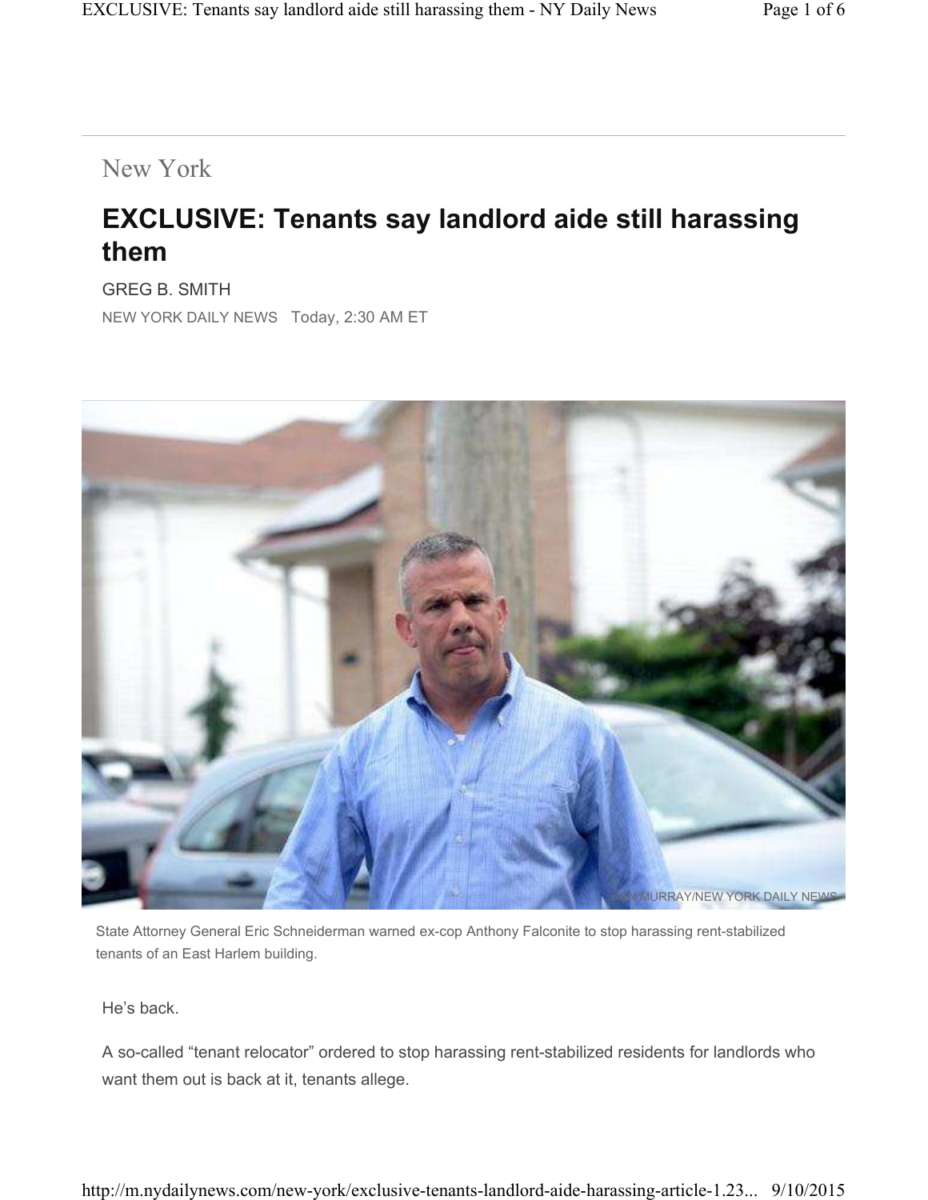New York

# EXCLUSIVE: Tenants say landlord aide still harassing them

GREG B. SMITH

NEW YORK DAILY NEWS Today, 2:30 AM ET

DAN MURRAY/NEW YORK DAILY NEWS

State Attorney General Eric Schneiderman warned ex-cop Anthony Falconite to stop harassing rent-stabilized tenants of an East Harlem building.

He's back.

A so-called "tenant relocator" ordered to stop harassing rent-stabilized residents for landlords who want them out is back at it, tenants allege.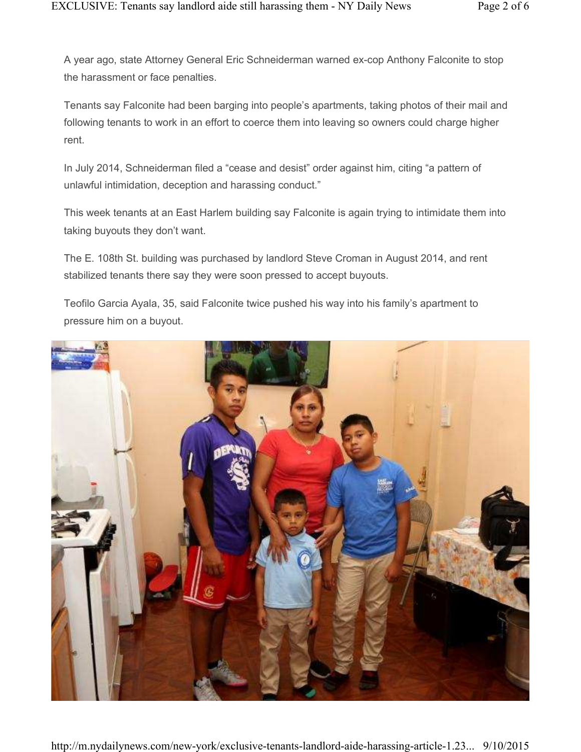A year ago, state Attorney General Eric Schneiderman warned ex-cop Anthony Falconite to stop the harassment or face penalties.

Tenants say Falconite had been barging into people's apartments, taking photos of their mail and following tenants to work in an effort to coerce them into leaving so owners could charge higher rent.

In July 2014, Schneiderman filed a "cease and desist" order against him, citing "a pattern of unlawful intimidation, deception and harassing conduct."

This week tenants at an East Harlem building say Falconite is again trying to intimidate them into taking buyouts they don't want.

The E. 108th St. building was purchased by landlord Steve Croman in August 2014, and rent stabilized tenants there say they were soon pressed to accept buyouts.

Teofilo Garcia Ayala, 35, said Falconite twice pushed his way into his family's apartment to pressure him on a buyout.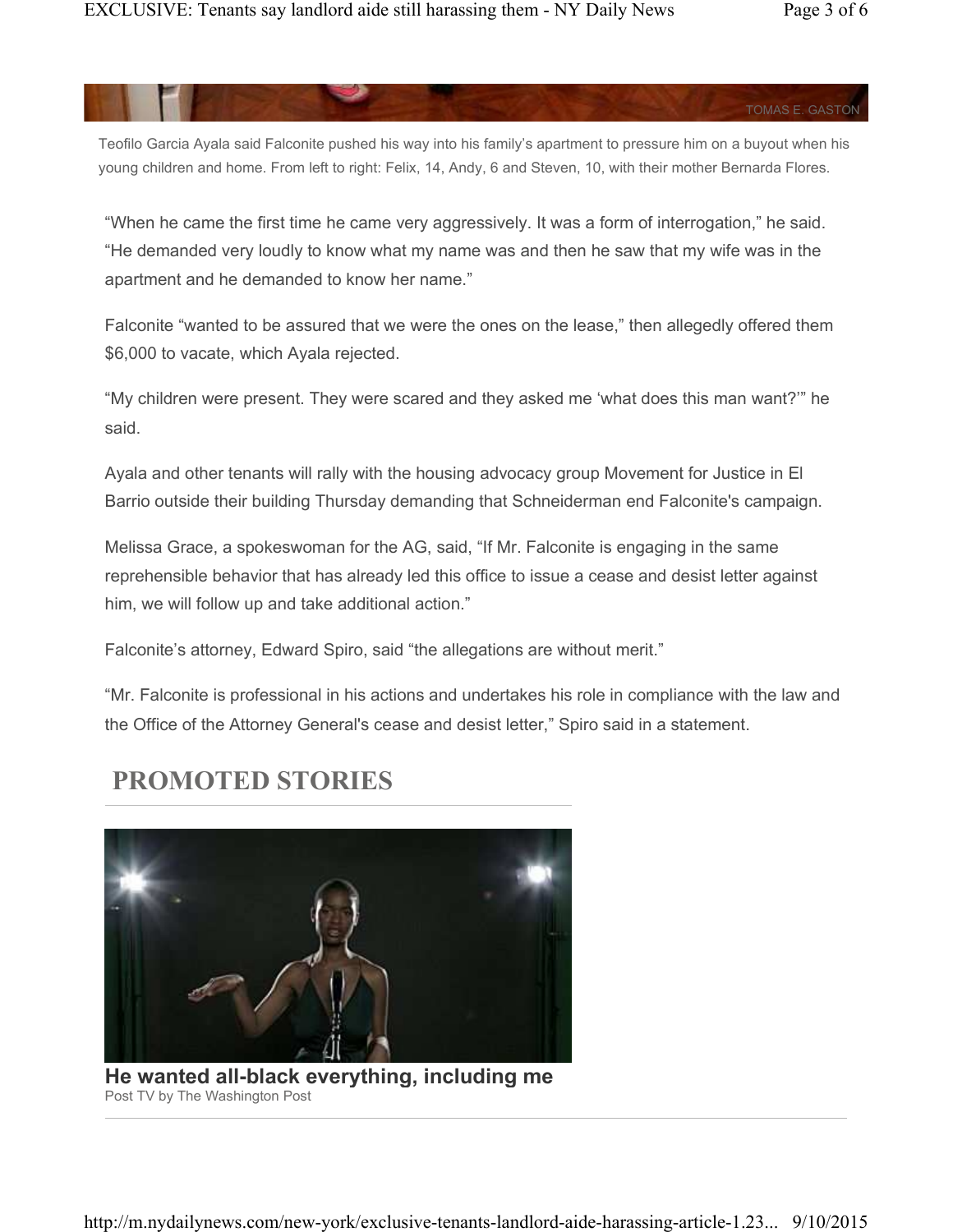TOMAS E. GASTON

Teofilo Garcia Ayala said Falconite pushed his way into his family's apartment to pressure him on a buyout when his young children and home. From left to right: Felix, 14, Andy, 6 and Steven, 10, with their mother Bernarda Flores.

"When he came the first time he came very aggressively. It was a form of interrogation," he said. "He demanded very loudly to know what my name was and then he saw that my wife was in the apartment and he demanded to know her name."

Falconite "wanted to be assured that we were the ones on the lease," then allegedly offered them $6,000 to vacate, which Ayala rejected.

"My children were present. They were scared and they asked me 'what does this man want?'" he said.

Ayala and other tenants will rally with the housing advocacy group Movement for Justice in El Barrio outside their building Thursday demanding that Schneiderman end Falconite's campaign.

Melissa Grace, a spokeswoman for the AG, said, "If Mr. Falconite is engaging in the same reprehensible behavior that has already led this office to issue a cease and desist letter against him, we will follow up and take additional action."

Falconite's attorney, Edward Spiro, said "the allegations are without merit."

"Mr. Falconite is professional in his actions and undertakes his role in compliance with the law and the Office of the Attorney General's cease and desist letter," Spiro said in a statement.

## PROMOTED STORIES

**He wanted all-black everything, including me**
Post TV by The Washington Post